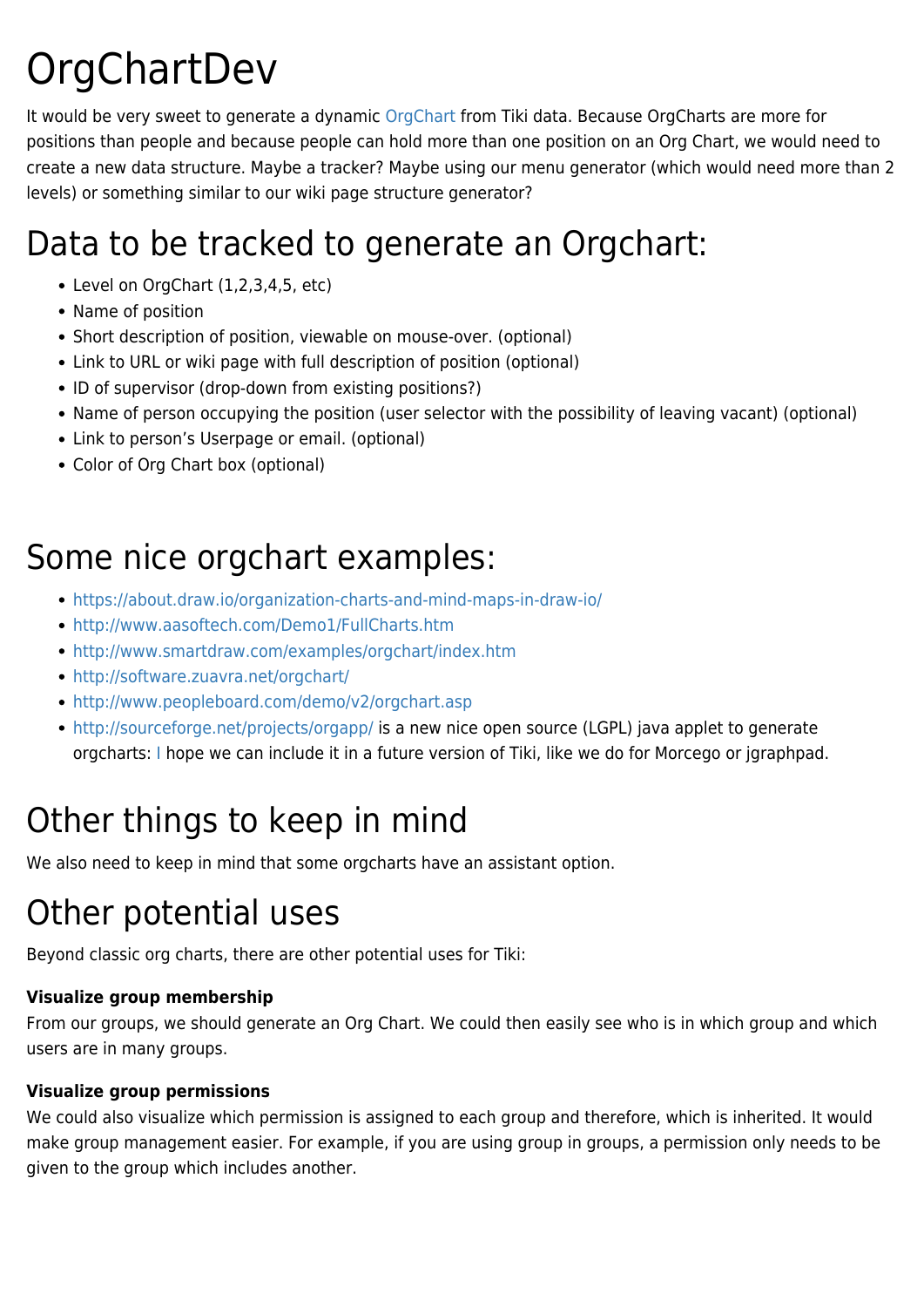# OrgChartDev

It would be very sweet to generate a dynamic OrgChart from Tiki data. Because OrgCharts are more for positions than people and because people can hold more than one position on an Org Chart, we would need to create a new data structure. Maybe a tracker? Maybe using our menu generator (which would need more than 2 levels) or something similar to our wiki page structure generator?

## Data to be tracked to generate an Orgchart:

- Level on OrgChart (1,2,3,4,5, etc)
- Name of position
- Short description of position, viewable on mouse-over. (optional)
- Link to URL or wiki page with full description of position (optional)
- ID of supervisor (drop-down from existing positions?)
- Name of person occupying the position (user selector with the possibility of leaving vacant) (optional)
- Link to person’s Userpage or email. (optional)
- Color of Org Chart box (optional)

## Some nice orgchart examples:

- https://about.draw.io/organization-charts-and-mind-maps-in-draw-io/
- http://www.aasoftech.com/Demo1/FullCharts.htm
- http://www.smartdraw.com/examples/orgchart/index.htm
- http://software.zuavra.net/orgchart/
- http://www.peopleboard.com/demo/v2/orgchart.asp
- http://sourceforge.net/projects/orgapp/ is a new nice open source (LGPL) java applet to generate orgcharts: I hope we can include it in a future version of Tiki, like we do for Morcego or jgraphpad.

## Other things to keep in mind

We also need to keep in mind that some orgcharts have an assistant option.

## Other potential uses

Beyond classic org charts, there are other potential uses for Tiki:

**Visualize group membership**
From our groups, we should generate an Org Chart. We could then easily see who is in which group and which users are in many groups.

**Visualize group permissions**
We could also visualize which permission is assigned to each group and therefore, which is inherited. It would make group management easier. For example, if you are using group in groups, a permission only needs to be given to the group which includes another.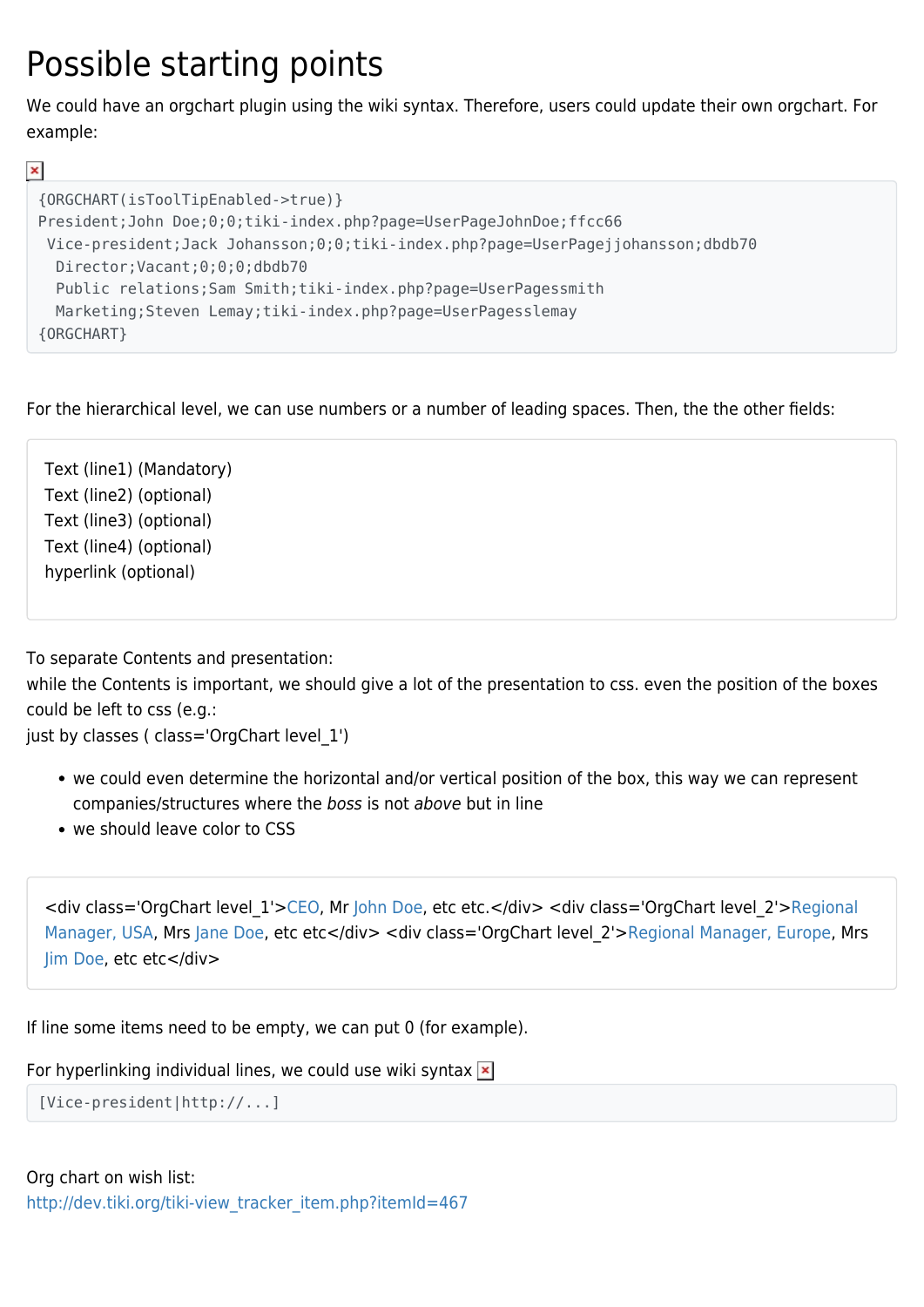# Possible starting points

We could have an orgchart plugin using the wiki syntax. Therefore, users could update their own orgchart. For example:

```
{ORGCHART(isToolTipEnabled->true)}
President;John Doe;0;0;tiki-index.php?page=UserPageJohnDoe;ffcc66
 Vice-president;Jack Johansson;0;0;tiki-index.php?page=UserPagejjohansson;dbdb70
  Director;Vacant;0;0;0;dbdb70
  Public relations;Sam Smith;tiki-index.php?page=UserPagessmith
  Marketing;Steven Lemay;tiki-index.php?page=UserPagesslemay
{ORGCHART}
```

For the hierarchical level, we can use numbers or a number of leading spaces. Then, the the other fields:

> Text (line1) (Mandatory)
> Text (line2) (optional)
> Text (line3) (optional)
> Text (line4) (optional)
> hyperlink (optional)

To separate Contents and presentation:
while the Contents is important, we should give a lot of the presentation to css. even the position of the boxes could be left to css (e.g.:
just by classes ( class='OrgChart level_1')

- we could even determine the horizontal and/or vertical position of the box, this way we can represent companies/structures where the *boss* is not *above* but in line
- we should leave color to CSS

> <div class='OrgChart level_1'>CEO, Mr John Doe, etc etc.</div> <div class='OrgChart level_2'>Regional Manager, USA, Mrs Jane Doe, etc etc</div> <div class='OrgChart level_2'>Regional Manager, Europe, Mrs Jim Doe, etc etc</div>

If line some items need to be empty, we can put 0 (for example).

For hyperlinking individual lines, we could use wiki syntax

```
[Vice-president|http://...]
```

Org chart on wish list:
http://dev.tiki.org/tiki-view_tracker_item.php?itemId=467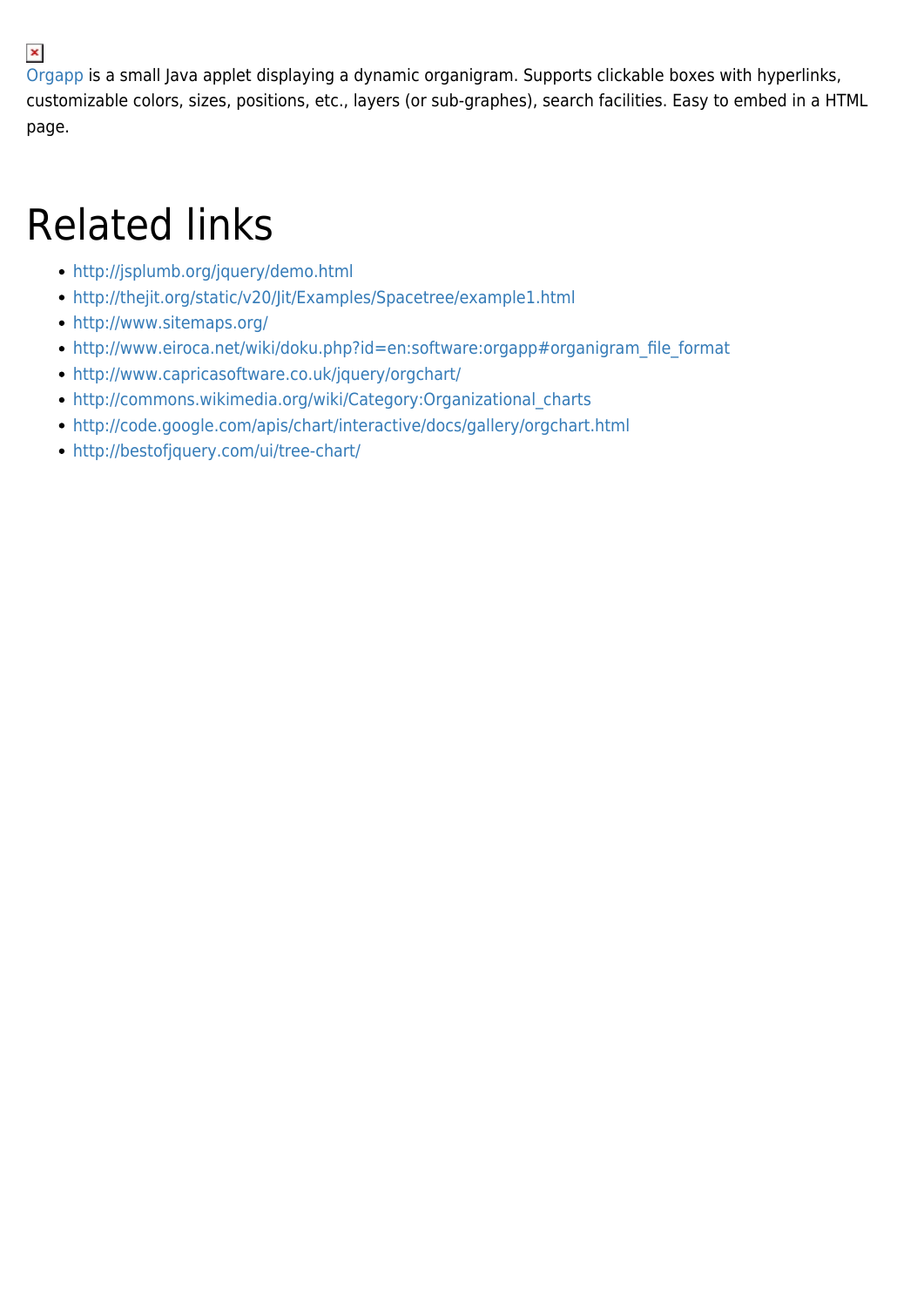Orgapp is a small Java applet displaying a dynamic organigram. Supports clickable boxes with hyperlinks, customizable colors, sizes, positions, etc., layers (or sub-graphes), search facilities. Easy to embed in a HTML page.

# Related links

- http://jsplumb.org/jquery/demo.html
- http://thejit.org/static/v20/Jit/Examples/Spacetree/example1.html
- http://www.sitemaps.org/
- http://www.eiroca.net/wiki/doku.php?id=en:software:orgapp#organigram_file_format
- http://www.capricasoftware.co.uk/jquery/orgchart/
- http://commons.wikimedia.org/wiki/Category:Organizational_charts
- http://code.google.com/apis/chart/interactive/docs/gallery/orgchart.html
- http://bestofjquery.com/ui/tree-chart/